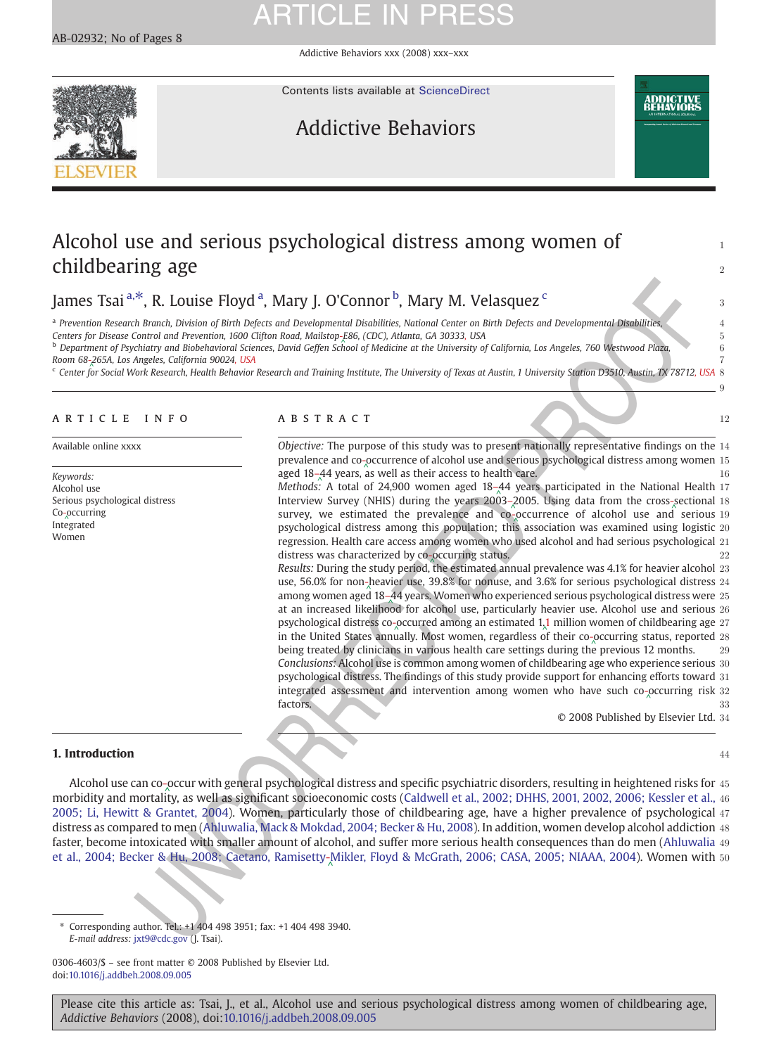# Alcohol use and serious psychological distress among women of childbearing age

James Tsai [a,*], R. Louise Floyd [a], Mary J. O'Connor [b], Mary M. Velasquez [c]

[a] Prevention Research Branch, Division of Birth Defects and Developmental Disabilities, National Center on Birth Defects and Developmental Disabilities, Centers for Disease Control and Prevention, 1600 Clifton Road, Mailstop-E86, (CDC), Atlanta, GA 30333, USA

[b] Department of Psychiatry and Biobehavioral Sciences, David Geffen School of Medicine at the University of California, Los Angeles, 760 Westwood Plaza, Room 68-265A, Los Angeles, California 90024, USA

[c] Center for Social Work Research, Health Behavior Research and Training Institute, The University of Texas at Austin, 1 University Station D3510, Austin, TX 78712, USA

## ARTICLE INFO

Available online xxxx

*Keywords:*
Alcohol use
Serious psychological distress
Co-occurring
Integrated
Women

## ABSTRACT

*Objective:* The purpose of this study was to present nationally representative findings on the prevalence and co-occurrence of alcohol use and serious psychological distress among women aged 18–44 years, as well as their access to health care.

*Methods:* A total of 24,900 women aged 18–44 years participated in the National Health Interview Survey (NHIS) during the years 2003–2005. Using data from the cross-sectional survey, we estimated the prevalence and co-occurrence of alcohol use and serious psychological distress among this population; this association was examined using logistic regression. Health care access among women who used alcohol and had serious psychological distress was characterized by co-occurring status.

*Results:* During the study period, the estimated annual prevalence was 4.1% for heavier alcohol use, 56.0% for non-heavier use, 39.8% for nonuse, and 3.6% for serious psychological distress among women aged 18–44 years. Women who experienced serious psychological distress were at an increased likelihood for alcohol use, particularly heavier use. Alcohol use and serious psychological distress co-occurred among an estimated 1.1 million women of childbearing age in the United States annually. Most women, regardless of their co-occurring status, reported being treated by clinicians in various health care settings during the previous 12 months.

*Conclusions:* Alcohol use is common among women of childbearing age who experience serious psychological distress. The findings of this study provide support for enhancing efforts toward integrated assessment and intervention among women who have such co-occurring risk factors.

© 2008 Published by Elsevier Ltd.

## 1. Introduction

Alcohol use can co-occur with general psychological distress and specific psychiatric disorders, resulting in heightened risks for morbidity and mortality, as well as significant socioeconomic costs (Caldwell et al., 2002; DHHS, 2001, 2002, 2006; Kessler et al., 2005; Li, Hewitt & Grantet, 2004). Women, particularly those of childbearing age, have a higher prevalence of psychological distress as compared to men (Ahluwalia, Mack & Mokdad, 2004; Becker & Hu, 2008). In addition, women develop alcohol addiction faster, become intoxicated with smaller amount of alcohol, and suffer more serious health consequences than do men (Ahluwalia et al., 2004; Becker & Hu, 2008; Caetano, Ramisetty-Mikler, Floyd & McGrath, 2006; CASA, 2005; NIAAA, 2004). Women with

* Corresponding author. Tel.: +1 404 498 3951; fax: +1 404 498 3940.
*E-mail address:* jxt9@cdc.gov (J. Tsai).

0306-4603/$ – see front matter © 2008 Published by Elsevier Ltd.
doi:10.1016/j.addbeh.2008.09.005

Please cite this article as: Tsai, J., et al., Alcohol use and serious psychological distress among women of childbearing age, *Addictive Behaviors* (2008), doi:10.1016/j.addbeh.2008.09.005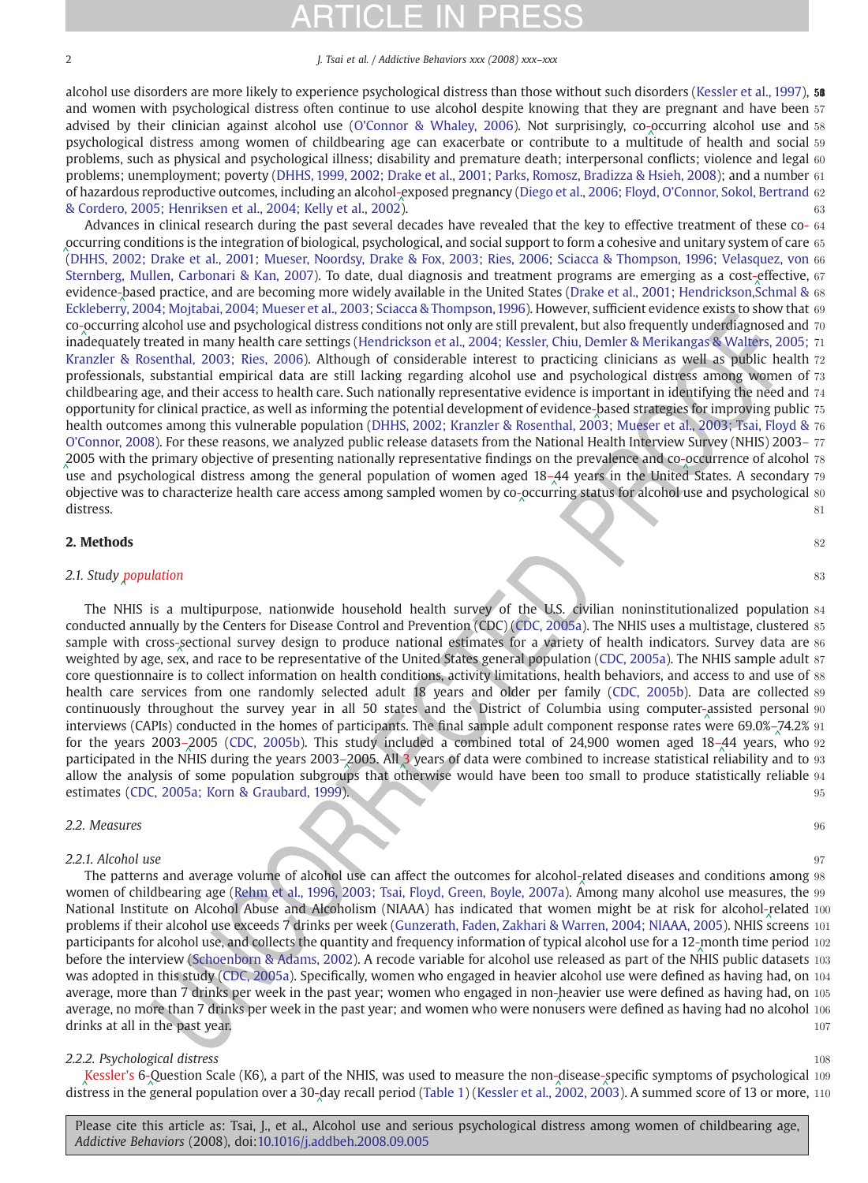alcohol use disorders are more likely to experience psychological distress than those without such disorders (Kessler et al., 1997), and women with psychological distress often continue to use alcohol despite knowing that they are pregnant and have been advised by their clinician against alcohol use (O'Connor & Whaley, 2006). Not surprisingly, co-occurring alcohol use and psychological distress among women of childbearing age can exacerbate or contribute to a multitude of health and social problems, such as physical and psychological illness; disability and premature death; interpersonal conflicts; violence and legal problems; unemployment; poverty (DHHS, 1999, 2002; Drake et al., 2001; Parks, Romosz, Bradizza & Hsieh, 2008); and a number of hazardous reproductive outcomes, including an alcohol-exposed pregnancy (Diego et al., 2006; Floyd, O'Connor, Sokol, Bertrand & Cordero, 2005; Henriksen et al., 2004; Kelly et al., 2002).

Advances in clinical research during the past several decades have revealed that the key to effective treatment of these co-occurring conditions is the integration of biological, psychological, and social support to form a cohesive and unitary system of care (DHHS, 2002; Drake et al., 2001; Mueser, Noordsy, Drake & Fox, 2003; Ries, 2006; Sciacca & Thompson, 1996; Velasquez, von Sternberg, Mullen, Carbonari & Kan, 2007). To date, dual diagnosis and treatment programs are emerging as a cost-effective, evidence-based practice, and are becoming more widely available in the United States (Drake et al., 2001; Hendrickson,Schmal & Eckleberry, 2004; Mojtabai, 2004; Mueser et al., 2003; Sciacca & Thompson, 1996). However, sufficient evidence exists to show that co-occurring alcohol use and psychological distress conditions not only are still prevalent, but also frequently underdiagnosed and inadequately treated in many health care settings (Hendrickson et al., 2004; Kessler, Chiu, Demler & Merikangas & Walters, 2005; Kranzler & Rosenthal, 2003; Ries, 2006). Although of considerable interest to practicing clinicians as well as public health professionals, substantial empirical data are still lacking regarding alcohol use and psychological distress among women of childbearing age, and their access to health care. Such nationally representative evidence is important in identifying the need and opportunity for clinical practice, as well as informing the potential development of evidence-based strategies for improving public health outcomes among this vulnerable population (DHHS, 2002; Kranzler & Rosenthal, 2003; Mueser et al., 2003; Tsai, Floyd & O'Connor, 2008). For these reasons, we analyzed public release datasets from the National Health Interview Survey (NHIS) 2003–2005 with the primary objective of presenting nationally representative findings on the prevalence and co-occurrence of alcohol use and psychological distress among the general population of women aged 18–44 years in the United States. A secondary objective was to characterize health care access among sampled women by co-occurring status for alcohol use and psychological distress.

## 2. Methods

### 2.1. Study population

The NHIS is a multipurpose, nationwide household health survey of the U.S. civilian noninstitutionalized population conducted annually by the Centers for Disease Control and Prevention (CDC) (CDC, 2005a). The NHIS uses a multistage, clustered sample with cross-sectional survey design to produce national estimates for a variety of health indicators. Survey data are weighted by age, sex, and race to be representative of the United States general population (CDC, 2005a). The NHIS sample adult core questionnaire is to collect information on health conditions, activity limitations, health behaviors, and access to and use of health care services from one randomly selected adult 18 years and older per family (CDC, 2005b). Data are collected continuously throughout the survey year in all 50 states and the District of Columbia using computer-assisted personal interviews (CAPIs) conducted in the homes of participants. The final sample adult component response rates were 69.0%–74.2% for the years 2003–2005 (CDC, 2005b). This study included a combined total of 24,900 women aged 18–44 years, who participated in the NHIS during the years 2003–2005. All 3 years of data were combined to increase statistical reliability and to allow the analysis of some population subgroups that otherwise would have been too small to produce statistically reliable estimates (CDC, 2005a; Korn & Graubard, 1999).

### 2.2. Measures

#### 2.2.1. Alcohol use

The patterns and average volume of alcohol use can affect the outcomes for alcohol-related diseases and conditions among women of childbearing age (Rehm et al., 1996, 2003; Tsai, Floyd, Green, Boyle, 2007a). Among many alcohol use measures, the National Institute on Alcohol Abuse and Alcoholism (NIAAA) has indicated that women might be at risk for alcohol-related problems if their alcohol use exceeds 7 drinks per week (Gunzerath, Faden, Zakhari & Warren, 2004; NIAAA, 2005). NHIS screens participants for alcohol use, and collects the quantity and frequency information of typical alcohol use for a 12-month time period before the interview (Schoenborn & Adams, 2002). A recode variable for alcohol use released as part of the NHIS public datasets was adopted in this study (CDC, 2005a). Specifically, women who engaged in heavier alcohol use were defined as having had, on average, more than 7 drinks per week in the past year; women who engaged in non-heavier use were defined as having had, on average, no more than 7 drinks per week in the past year; and women who were nonusers were defined as having had no alcohol drinks at all in the past year.

#### 2.2.2. Psychological distress

Kessler's 6-Question Scale (K6), a part of the NHIS, was used to measure the non-disease-specific symptoms of psychological distress in the general population over a 30-day recall period (Table 1) (Kessler et al., 2002, 2003). A summed score of 13 or more,

Please cite this article as: Tsai, J., et al., Alcohol use and serious psychological distress among women of childbearing age, *Addictive Behaviors* (2008), doi:10.1016/j.addbeh.2008.09.005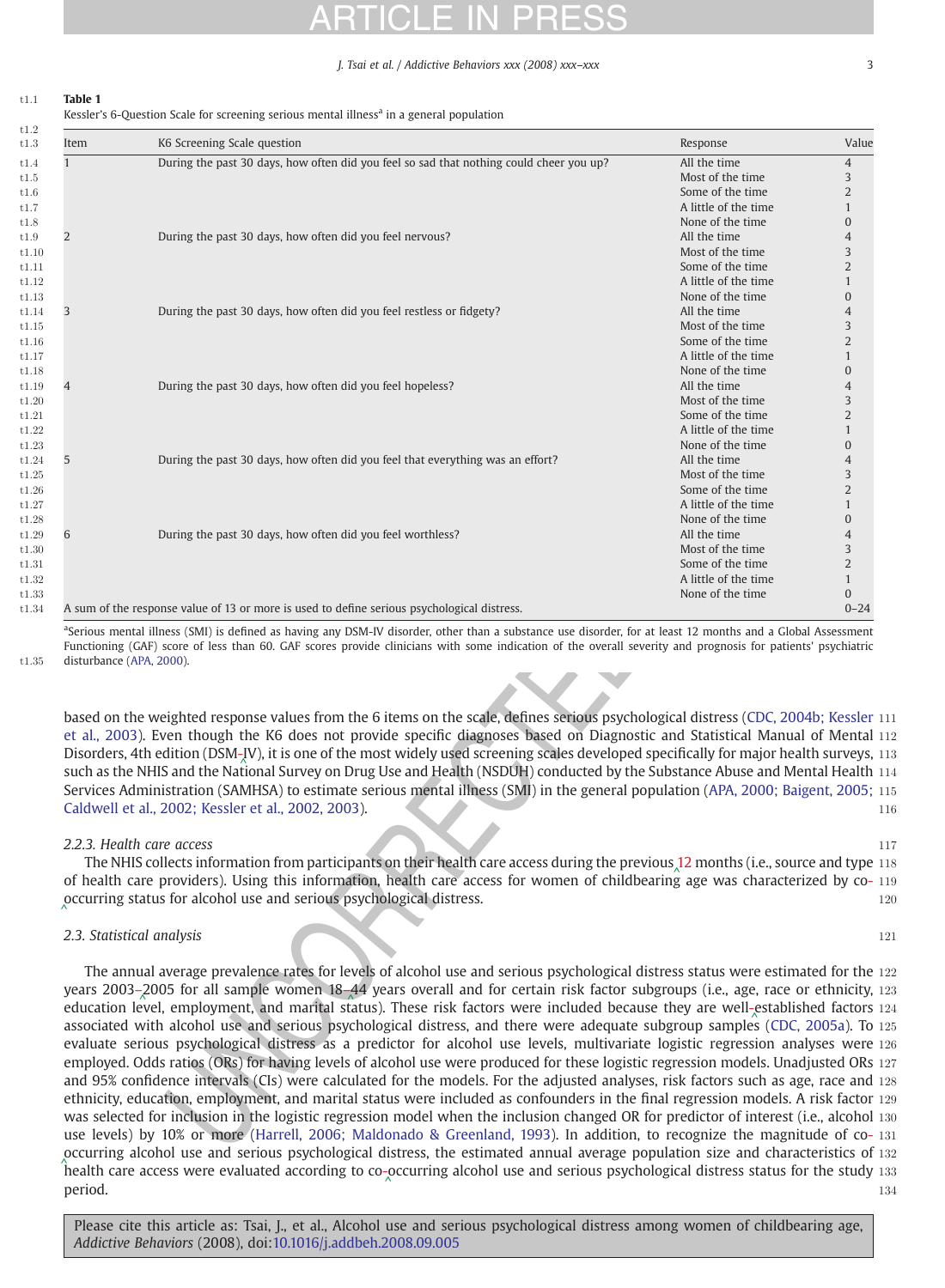**Table 1**
Kessler's 6-Question Scale for screening serious mental illness[a] in a general population

| Item | K6 Screening Scale question | Response | Value |
|---|---|---|---|
| 1 | During the past 30 days, how often did you feel so sad that nothing could cheer you up? | All the time | 4 |
| | | Most of the time | 3 |
| | | Some of the time | 2 |
| | | A little of the time | 1 |
| | | None of the time | 0 |
| 2 | During the past 30 days, how often did you feel nervous? | All the time | 4 |
| | | Most of the time | 3 |
| | | Some of the time | 2 |
| | | A little of the time | 1 |
| | | None of the time | 0 |
| 3 | During the past 30 days, how often did you feel restless or fidgety? | All the time | 4 |
| | | Most of the time | 3 |
| | | Some of the time | 2 |
| | | A little of the time | 1 |
| | | None of the time | 0 |
| 4 | During the past 30 days, how often did you feel hopeless? | All the time | 4 |
| | | Most of the time | 3 |
| | | Some of the time | 2 |
| | | A little of the time | 1 |
| | | None of the time | 0 |
| 5 | During the past 30 days, how often did you feel that everything was an effort? | All the time | 4 |
| | | Most of the time | 3 |
| | | Some of the time | 2 |
| | | A little of the time | 1 |
| | | None of the time | 0 |
| 6 | During the past 30 days, how often did you feel worthless? | All the time | 4 |
| | | Most of the time | 3 |
| | | Some of the time | 2 |
| | | A little of the time | 1 |
| | | None of the time | 0 |
| A sum of the response value of 13 or more is used to define serious psychological distress. | | | 0–24 |

[a]Serious mental illness (SMI) is defined as having any DSM-IV disorder, other than a substance use disorder, for at least 12 months and a Global Assessment Functioning (GAF) score of less than 60. GAF scores provide clinicians with some indication of the overall severity and prognosis for patients' psychiatric disturbance (APA, 2000).

based on the weighted response values from the 6 items on the scale, defines serious psychological distress (CDC, 2004b; Kessler et al., 2003). Even though the K6 does not provide specific diagnoses based on Diagnostic and Statistical Manual of Mental Disorders, 4th edition (DSM-IV), it is one of the most widely used screening scales developed specifically for major health surveys, such as the NHIS and the National Survey on Drug Use and Health (NSDUH) conducted by the Substance Abuse and Mental Health Services Administration (SAMHSA) to estimate serious mental illness (SMI) in the general population (APA, 2000; Baigent, 2005; Caldwell et al., 2002; Kessler et al., 2002, 2003).

#### 2.2.3. Health care access

The NHIS collects information from participants on their health care access during the previous 12 months (i.e., source and type of health care providers). Using this information, health care access for women of childbearing age was characterized by co-occurring status for alcohol use and serious psychological distress.

### 2.3. Statistical analysis

The annual average prevalence rates for levels of alcohol use and serious psychological distress status were estimated for the years 2003–2005 for all sample women 18–44 years overall and for certain risk factor subgroups (i.e., age, race or ethnicity, education level, employment, and marital status). These risk factors were included because they are well-established factors associated with alcohol use and serious psychological distress, and there were adequate subgroup samples (CDC, 2005a). To evaluate serious psychological distress as a predictor for alcohol use levels, multivariate logistic regression analyses were employed. Odds ratios (ORs) for having levels of alcohol use were produced for these logistic regression models. Unadjusted ORs and 95% confidence intervals (CIs) were calculated for the models. For the adjusted analyses, risk factors such as age, race and ethnicity, education, employment, and marital status were included as confounders in the final regression models. A risk factor was selected for inclusion in the logistic regression model when the inclusion changed OR for predictor of interest (i.e., alcohol use levels) by 10% or more (Harrell, 2006; Maldonado & Greenland, 1993). In addition, to recognize the magnitude of co-occurring alcohol use and serious psychological distress, the estimated annual average population size and characteristics of health care access were evaluated according to co-occurring alcohol use and serious psychological distress status for the study period.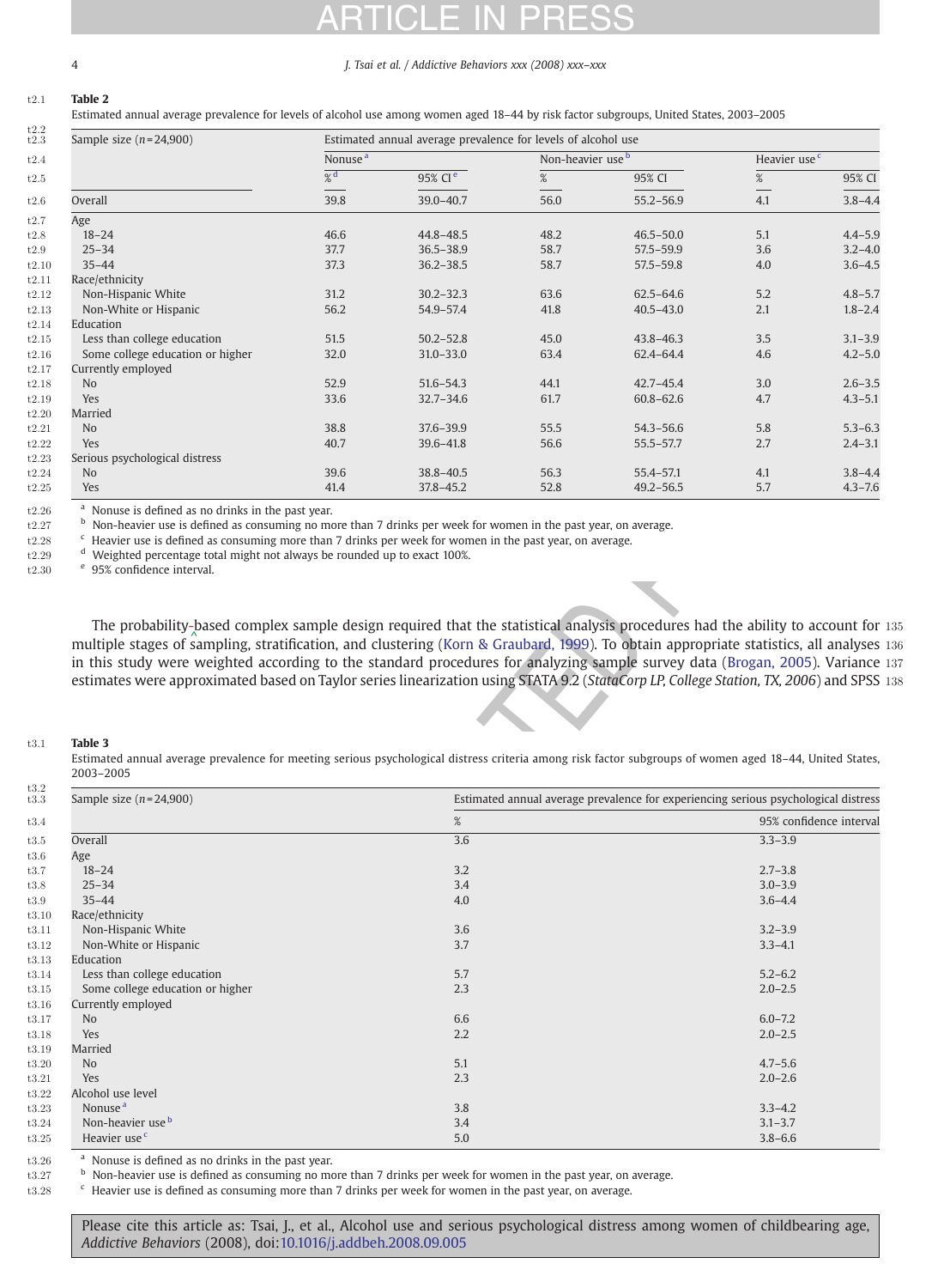**Table 2**

Estimated annual average prevalence for levels of alcohol use among women aged 18–44 by risk factor subgroups, United States, 2003–2005

| Sample size (n = 24,900) | Estimated annual average prevalence for levels of alcohol use | | | | | |
|---|---|---|---|---|---|---|
| | Nonuse [a] | | Non-heavier use [b] | | Heavier use [c] | |
| | % [d] | 95% CI [e] | % | 95% CI | % | 95% CI |
| Overall | 39.8 | 39.0–40.7 | 56.0 | 55.2–56.9 | 4.1 | 3.8–4.4 |
| Age | | | | | | |
| 18–24 | 46.6 | 44.8–48.5 | 48.2 | 46.5–50.0 | 5.1 | 4.4–5.9 |
| 25–34 | 37.7 | 36.5–38.9 | 58.7 | 57.5–59.9 | 3.6 | 3.2–4.0 |
| 35–44 | 37.3 | 36.2–38.5 | 58.7 | 57.5–59.8 | 4.0 | 3.6–4.5 |
| Race/ethnicity | | | | | | |
| Non-Hispanic White | 31.2 | 30.2–32.3 | 63.6 | 62.5–64.6 | 5.2 | 4.8–5.7 |
| Non-White or Hispanic | 56.2 | 54.9–57.4 | 41.8 | 40.5–43.0 | 2.1 | 1.8–2.4 |
| Education | | | | | | |
| Less than college education | 51.5 | 50.2–52.8 | 45.0 | 43.8–46.3 | 3.5 | 3.1–3.9 |
| Some college education or higher | 32.0 | 31.0–33.0 | 63.4 | 62.4–64.4 | 4.6 | 4.2–5.0 |
| Currently employed | | | | | | |
| No | 52.9 | 51.6–54.3 | 44.1 | 42.7–45.4 | 3.0 | 2.6–3.5 |
| Yes | 33.6 | 32.7–34.6 | 61.7 | 60.8–62.6 | 4.7 | 4.3–5.1 |
| Married | | | | | | |
| No | 38.8 | 37.6–39.9 | 55.5 | 54.3–56.6 | 5.8 | 5.3–6.3 |
| Yes | 40.7 | 39.6–41.8 | 56.6 | 55.5–57.7 | 2.7 | 2.4–3.1 |
| Serious psychological distress | | | | | | |
| No | 39.6 | 38.8–40.5 | 56.3 | 55.4–57.1 | 4.1 | 3.8–4.4 |
| Yes | 41.4 | 37.8–45.2 | 52.8 | 49.2–56.5 | 5.7 | 4.3–7.6 |

[a] Nonuse is defined as no drinks in the past year.
[b] Non-heavier use is defined as consuming no more than 7 drinks per week for women in the past year, on average.
[c] Heavier use is defined as consuming more than 7 drinks per week for women in the past year, on average.
[d] Weighted percentage total might not always be rounded up to exact 100%.
[e] 95% confidence interval.

The probability-based complex sample design required that the statistical analysis procedures had the ability to account for multiple stages of sampling, stratification, and clustering (Korn & Graubard, 1999). To obtain appropriate statistics, all analyses in this study were weighted according to the standard procedures for analyzing sample survey data (Brogan, 2005). Variance estimates were approximated based on Taylor series linearization using STATA 9.2 (*StataCorp LP, College Station, TX, 2006*) and SPSS

**Table 3**

Estimated annual average prevalence for meeting serious psychological distress criteria among risk factor subgroups of women aged 18–44, United States, 2003–2005

| Sample size (n = 24,900) | Estimated annual average prevalence for experiencing serious psychological distress | |
|---|---|---|
| | % | 95% confidence interval |
| Overall | 3.6 | 3.3–3.9 |
| Age | | |
| 18–24 | 3.2 | 2.7–3.8 |
| 25–34 | 3.4 | 3.0–3.9 |
| 35–44 | 4.0 | 3.6–4.4 |
| Race/ethnicity | | |
| Non-Hispanic White | 3.6 | 3.2–3.9 |
| Non-White or Hispanic | 3.7 | 3.3–4.1 |
| Education | | |
| Less than college education | 5.7 | 5.2–6.2 |
| Some college education or higher | 2.3 | 2.0–2.5 |
| Currently employed | | |
| No | 6.6 | 6.0–7.2 |
| Yes | 2.2 | 2.0–2.5 |
| Married | | |
| No | 5.1 | 4.7–5.6 |
| Yes | 2.3 | 2.0–2.6 |
| Alcohol use level | | |
| Nonuse [a] | 3.8 | 3.3–4.2 |
| Non-heavier use [b] | 3.4 | 3.1–3.7 |
| Heavier use [c] | 5.0 | 3.8–6.6 |

[a] Nonuse is defined as no drinks in the past year.
[b] Non-heavier use is defined as consuming no more than 7 drinks per week for women in the past year, on average.
[c] Heavier use is defined as consuming more than 7 drinks per week for women in the past year, on average.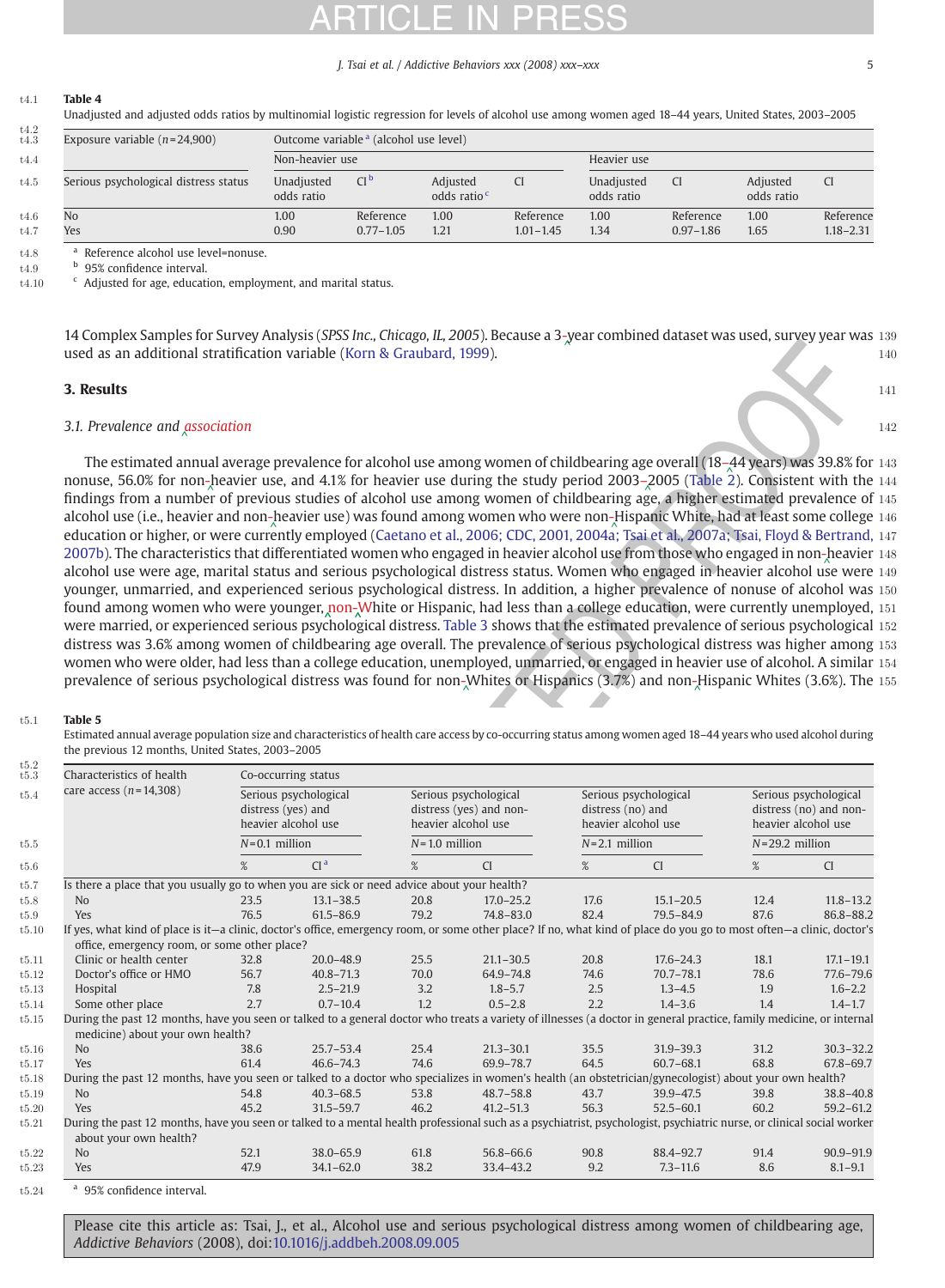**Table 4**

Unadjusted and adjusted odds ratios by multinomial logistic regression for levels of alcohol use among women aged 18–44 years, United States, 2003–2005

| Exposure variable (n=24,900) | Outcome variable [a] (alcohol use level) | | | | | | | |
|---|---|---|---|---|---|---|---|---|
| | Non-heavier use | | | | Heavier use | | | |
| Serious psychological distress status | Unadjusted odds ratio | CI [b] | Adjusted odds ratio [c] | CI | Unadjusted odds ratio | CI | Adjusted odds ratio | CI |
| No | 1.00 | Reference | 1.00 | Reference | 1.00 | Reference | 1.00 | Reference |
| Yes | 0.90 | 0.77–1.05 | 1.21 | 1.01–1.45 | 1.34 | 0.97–1.86 | 1.65 | 1.18–2.31 |

[a] Reference alcohol use level=nonuse.
[b] 95% confidence interval.
[c] Adjusted for age, education, employment, and marital status.

14 Complex Samples for Survey Analysis (*SPSS Inc., Chicago, IL, 2005*). Because a 3-year combined dataset was used, survey year was used as an additional stratification variable (Korn & Graubard, 1999).

## 3. Results

### 3.1. Prevalence and association

The estimated annual average prevalence for alcohol use among women of childbearing age overall (18–44 years) was 39.8% for nonuse, 56.0% for non-heavier use, and 4.1% for heavier use during the study period 2003–2005 (Table 2). Consistent with the findings from a number of previous studies of alcohol use among women of childbearing age, a higher estimated prevalence of alcohol use (i.e., heavier and non-heavier use) was found among women who were non-Hispanic White, had at least some college education or higher, or were currently employed (Caetano et al., 2006; CDC, 2001, 2004a; Tsai et al., 2007a; Tsai, Floyd & Bertrand, 2007b). The characteristics that differentiated women who engaged in heavier alcohol use from those who engaged in non-heavier alcohol use were age, marital status and serious psychological distress status. Women who engaged in heavier alcohol use were younger, unmarried, and experienced serious psychological distress. In addition, a higher prevalence of nonuse of alcohol was found among women who were younger, non-White or Hispanic, had less than a college education, were currently unemployed, were married, or experienced serious psychological distress. Table 3 shows that the estimated prevalence of serious psychological distress was 3.6% among women of childbearing age overall. The prevalence of serious psychological distress was higher among women who were older, had less than a college education, unemployed, unmarried, or engaged in heavier use of alcohol. A similar prevalence of serious psychological distress was found for non-Whites or Hispanics (3.7%) and non-Hispanic Whites (3.6%). The

**Table 5**

Estimated annual average population size and characteristics of health care access by co-occurring status among women aged 18–44 years who used alcohol during the previous 12 months, United States, 2003–2005

| Characteristics of health care access (n=14,308) | Co-occurring status | | | | | | | |
|---|---|---|---|---|---|---|---|---|
| | Serious psychological distress (yes) and heavier alcohol use | | Serious psychological distress (yes) and non-heavier alcohol use | | Serious psychological distress (no) and heavier alcohol use | | Serious psychological distress (no) and non-heavier alcohol use | |
| | N=0.1 million | | N=1.0 million | | N=2.1 million | | N=29.2 million | |
| | % | CI [a] | % | CI | % | CI | % | CI |
| Is there a place that you usually go to when you are sick or need advice about your health? | | | | | | | | |
| No | 23.5 | 13.1–38.5 | 20.8 | 17.0–25.2 | 17.6 | 15.1–20.5 | 12.4 | 11.8–13.2 |
| Yes | 76.5 | 61.5–86.9 | 79.2 | 74.8–83.0 | 82.4 | 79.5–84.9 | 87.6 | 86.8–88.2 |
| If yes, what kind of place is it—a clinic, doctor's office, emergency room, or some other place? If no, what kind of place do you go to most often—a clinic, doctor's office, emergency room, or some other place? | | | | | | | | |
| Clinic or health center | 32.8 | 20.0–48.9 | 25.5 | 21.1–30.5 | 20.8 | 17.6–24.3 | 18.1 | 17.1–19.1 |
| Doctor's office or HMO | 56.7 | 40.8–71.3 | 70.0 | 64.9–74.8 | 74.6 | 70.7–78.1 | 78.6 | 77.6–79.6 |
| Hospital | 7.8 | 2.5–21.9 | 3.2 | 1.8–5.7 | 2.5 | 1.3–4.5 | 1.9 | 1.6–2.2 |
| Some other place | 2.7 | 0.7–10.4 | 1.2 | 0.5–2.8 | 2.2 | 1.4–3.6 | 1.4 | 1.4–1.7 |
| During the past 12 months, have you seen or talked to a general doctor who treats a variety of illnesses (a doctor in general practice, family medicine, or internal medicine) about your own health? | | | | | | | | |
| No | 38.6 | 25.7–53.4 | 25.4 | 21.3–30.1 | 35.5 | 31.9–39.3 | 31.2 | 30.3–32.2 |
| Yes | 61.4 | 46.6–74.3 | 74.6 | 69.9–78.7 | 64.5 | 60.7–68.1 | 68.8 | 67.8–69.7 |
| During the past 12 months, have you seen or talked to a doctor who specializes in women's health (an obstetrician/gynecologist) about your own health? | | | | | | | | |
| No | 54.8 | 40.3–68.5 | 53.8 | 48.7–58.8 | 43.7 | 39.9–47.5 | 39.8 | 38.8–40.8 |
| Yes | 45.2 | 31.5–59.7 | 46.2 | 41.2–51.3 | 56.3 | 52.5–60.1 | 60.2 | 59.2–61.2 |
| During the past 12 months, have you seen or talked to a mental health professional such as a psychiatrist, psychologist, psychiatric nurse, or clinical social worker about your own health? | | | | | | | | |
| No | 52.1 | 38.0–65.9 | 61.8 | 56.8–66.6 | 90.8 | 88.4–92.7 | 91.4 | 90.9–91.9 |
| Yes | 47.9 | 34.1–62.0 | 38.2 | 33.4–43.2 | 9.2 | 7.3–11.6 | 8.6 | 8.1–9.1 |

[a] 95% confidence interval.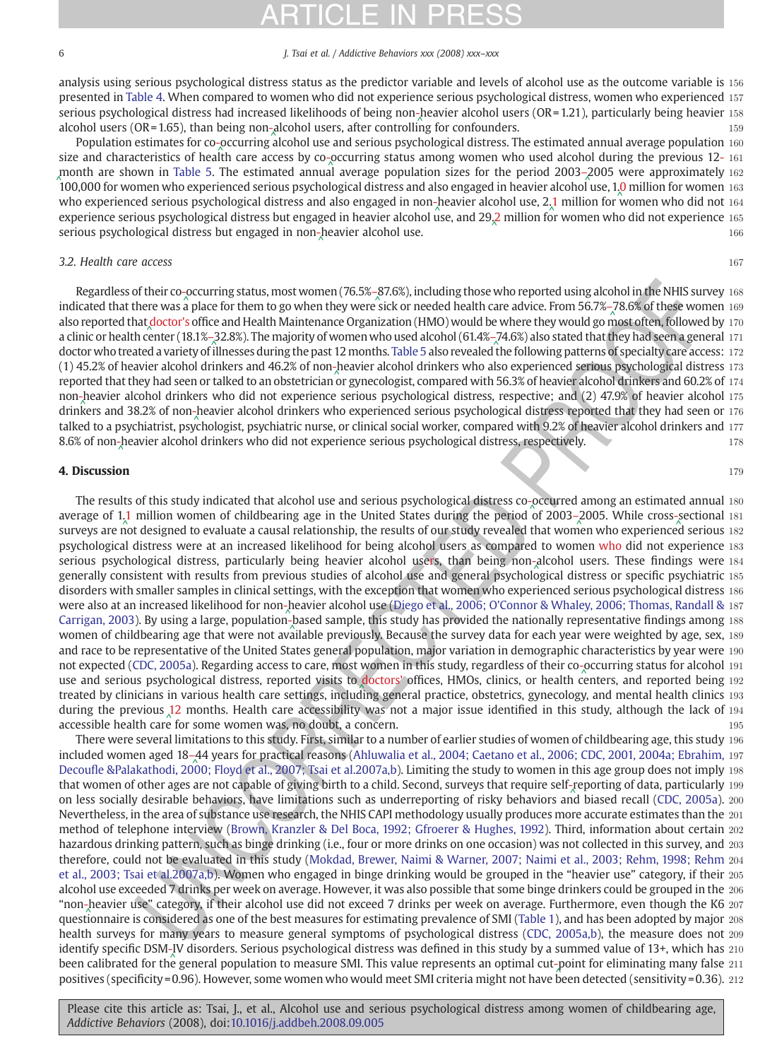analysis using serious psychological distress status as the predictor variable and levels of alcohol use as the outcome variable is presented in Table 4. When compared to women who did not experience serious psychological distress, women who experienced serious psychological distress had increased likelihoods of being non-heavier alcohol users (OR = 1.21), particularly being heavier alcohol users (OR = 1.65), than being non-alcohol users, after controlling for confounders.

Population estimates for co-occurring alcohol use and serious psychological distress. The estimated annual average population size and characteristics of health care access by co-occurring status among women who used alcohol during the previous 12-month are shown in Table 5. The estimated annual average population sizes for the period 2003–2005 were approximately 100,000 for women who experienced serious psychological distress and also engaged in heavier alcohol use, 1.0 million for women who experienced serious psychological distress and also engaged in non-heavier alcohol use, 2.1 million for women who did not experience serious psychological distress but engaged in heavier alcohol use, and 29.2 million for women who did not experience serious psychological distress but engaged in non-heavier alcohol use.

### 3.2. Health care access

Regardless of their co-occurring status, most women (76.5%–87.6%), including those who reported using alcohol in the NHIS survey indicated that there was a place for them to go when they were sick or needed health care advice. From 56.7%–78.6% of these women also reported that doctor's office and Health Maintenance Organization (HMO) would be where they would go most often, followed by a clinic or health center (18.1%–32.8%). The majority of women who used alcohol (61.4%–74.6%) also stated that they had seen a general doctor who treated a variety of illnesses during the past 12 months. Table 5 also revealed the following patterns of specialty care access: (1) 45.2% of heavier alcohol drinkers and 46.2% of non-heavier alcohol drinkers who also experienced serious psychological distress reported that they had seen or talked to an obstetrician or gynecologist, compared with 56.3% of heavier alcohol drinkers and 60.2% of non-heavier alcohol drinkers who did not experience serious psychological distress, respective; and (2) 47.9% of heavier alcohol drinkers and 38.2% of non-heavier alcohol drinkers who experienced serious psychological distress reported that they had seen or talked to a psychiatrist, psychologist, psychiatric nurse, or clinical social worker, compared with 9.2% of heavier alcohol drinkers and 8.6% of non-heavier alcohol drinkers who did not experience serious psychological distress, respectively.

## 4. Discussion

The results of this study indicated that alcohol use and serious psychological distress co-occurred among an estimated annual average of 1.1 million women of childbearing age in the United States during the period of 2003–2005. While cross-sectional surveys are not designed to evaluate a causal relationship, the results of our study revealed that women who experienced serious psychological distress were at an increased likelihood for being alcohol users as compared to women who did not experience serious psychological distress, particularly being heavier alcohol users, than being non-alcohol users. These findings were generally consistent with results from previous studies of alcohol use and general psychological distress or specific psychiatric disorders with smaller samples in clinical settings, with the exception that women who experienced serious psychological distress were also at an increased likelihood for non-heavier alcohol use (Diego et al., 2006; O'Connor & Whaley, 2006; Thomas, Randall & Carrigan, 2003). By using a large, population-based sample, this study has provided the nationally representative findings among women of childbearing age that were not available previously. Because the survey data for each year were weighted by age, sex, and race to be representative of the United States general population, major variation in demographic characteristics by year were not expected (CDC, 2005a). Regarding access to care, most women in this study, regardless of their co-occurring status for alcohol use and serious psychological distress, reported visits to doctors' offices, HMOs, clinics, or health centers, and reported being treated by clinicians in various health care settings, including general practice, obstetrics, gynecology, and mental health clinics during the previous 12 months. Health care accessibility was not a major issue identified in this study, although the lack of accessible health care for some women was, no doubt, a concern.

There were several limitations to this study. First, similar to a number of earlier studies of women of childbearing age, this study included women aged 18–44 years for practical reasons (Ahluwalia et al., 2004; Caetano et al., 2006; CDC, 2001, 2004a; Ebrahim, Decouffe &Palakathodi, 2000; Floyd et al., 2007; Tsai et al.2007a,b). Limiting the study to women in this age group does not imply that women of other ages are not capable of giving birth to a child. Second, surveys that require self-reporting of data, particularly on less socially desirable behaviors, have limitations such as underreporting of risky behaviors and biased recall (CDC, 2005a). Nevertheless, in the area of substance use research, the NHIS CAPI methodology usually produces more accurate estimates than the method of telephone interview (Brown, Kranzler & Del Boca, 1992; Gfroerer & Hughes, 1992). Third, information about certain hazardous drinking pattern, such as binge drinking (i.e., four or more drinks on one occasion) was not collected in this survey, and therefore, could not be evaluated in this study (Mokdad, Brewer, Naimi & Warner, 2007; Naimi et al., 2003; Rehm, 1998; Rehm et al., 2003; Tsai et al.2007a,b). Women who engaged in binge drinking would be grouped in the "heavier use" category, if their alcohol use exceeded 7 drinks per week on average. However, it was also possible that some binge drinkers could be grouped in the "non-heavier use" category, if their alcohol use did not exceed 7 drinks per week on average. Furthermore, even though the K6 questionnaire is considered as one of the best measures for estimating prevalence of SMI (Table 1), and has been adopted by major health surveys for many years to measure general symptoms of psychological distress (CDC, 2005a,b), the measure does not identify specific DSM-IV disorders. Serious psychological distress was defined in this study by a summed value of 13+, which has been calibrated for the general population to measure SMI. This value represents an optimal cut-point for eliminating many false positives (specificity = 0.96). However, some women who would meet SMI criteria might not have been detected (sensitivity = 0.36).

Please cite this article as: Tsai, J., et al., Alcohol use and serious psychological distress among women of childbearing age, *Addictive Behaviors* (2008), doi:10.1016/j.addbeh.2008.09.005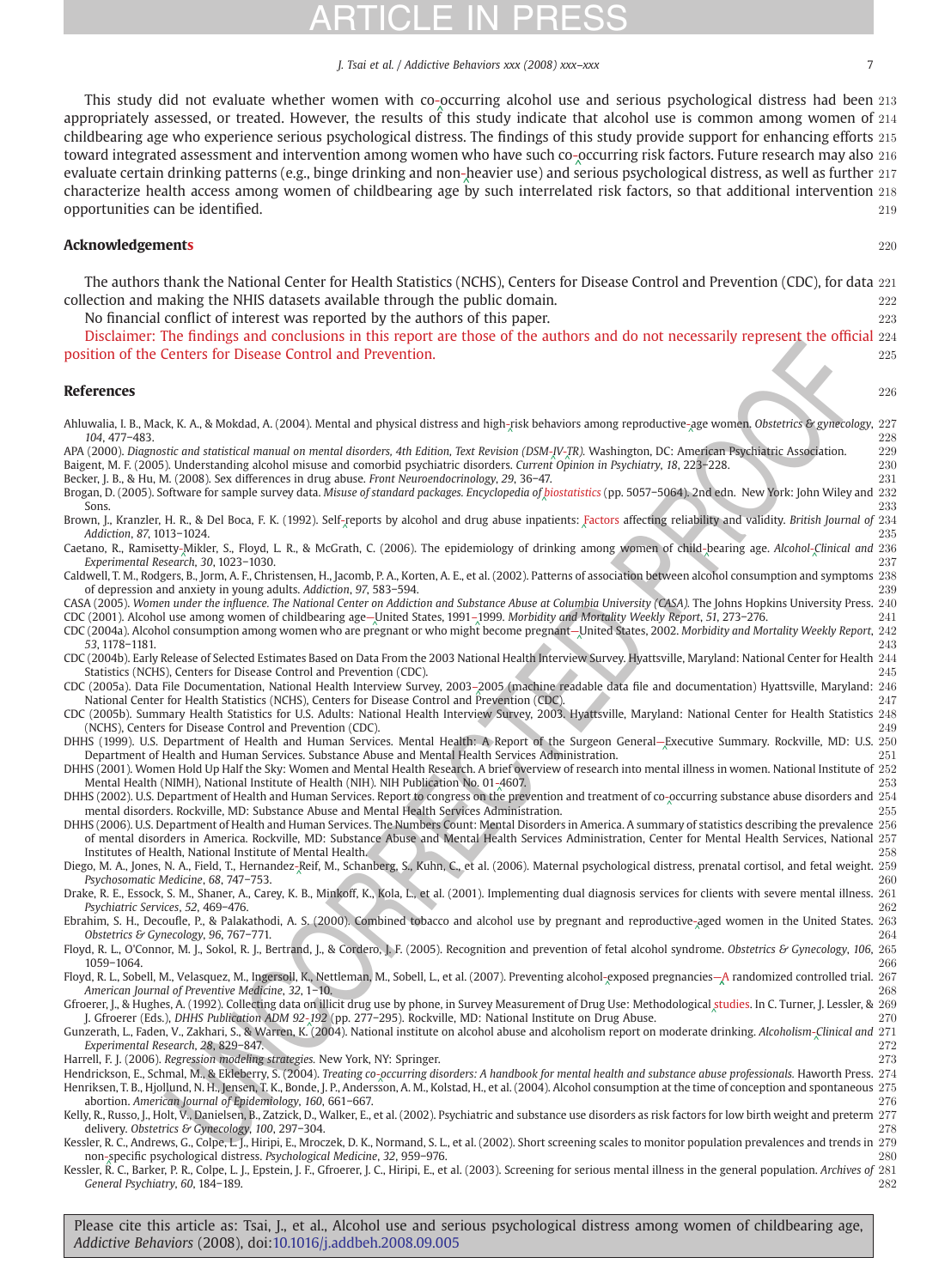This study did not evaluate whether women with co-occurring alcohol use and serious psychological distress had been appropriately assessed, or treated. However, the results of this study indicate that alcohol use is common among women of childbearing age who experience serious psychological distress. The findings of this study provide support for enhancing efforts toward integrated assessment and intervention among women who have such co-occurring risk factors. Future research may also evaluate certain drinking patterns (e.g., binge drinking and non-heavier use) and serious psychological distress, as well as further characterize health access among women of childbearing age by such interrelated risk factors, so that additional intervention opportunities can be identified.

## Acknowledgements

The authors thank the National Center for Health Statistics (NCHS), Centers for Disease Control and Prevention (CDC), for data collection and making the NHIS datasets available through the public domain.

No financial conflict of interest was reported by the authors of this paper.

Disclaimer: The findings and conclusions in this report are those of the authors and do not necessarily represent the official position of the Centers for Disease Control and Prevention.

## References

Ahluwalia, I. B., Mack, K. A., & Mokdad, A. (2004). Mental and physical distress and high-risk behaviors among reproductive-age women. *Obstetrics & gynecology*, *104*, 477–483.

APA (2000). *Diagnostic and statistical manual on mental disorders, 4th Edition, Text Revision (DSM-IV-TR).* Washington, DC: American Psychiatric Association.

Baigent, M. F. (2005). Understanding alcohol misuse and comorbid psychiatric disorders. *Current Opinion in Psychiatry*, *18*, 223–228.

Becker, J. B., & Hu, M. (2008). Sex differences in drug abuse. *Front Neuroendocrinology*, *29*, 36–47.

Brogan, D. (2005). Software for sample survey data. *Misuse of standard packages. Encyclopedia of biostatistics* (pp. 5057–5064). 2nd edn. New York: John Wiley and Sons.

Brown, J., Kranzler, H. R., & Del Boca, F. K. (1992). Self-reports by alcohol and drug abuse inpatients: Factors affecting reliability and validity. *British Journal of Addiction*, *87*, 1013–1024.

Caetano, R., Ramisetty-Mikler, S., Floyd, L. R., & McGrath, C. (2006). The epidemiology of drinking among women of child-bearing age. *Alcohol-Clinical and Experimental Research*, *30*, 1023–1030.

Caldwell, T. M., Rodgers, B., Jorm, A. F., Christensen, H., Jacomb, P. A., Korten, A. E., et al. (2002). Patterns of association between alcohol consumption and symptoms of depression and anxiety in young adults. *Addiction*, *97*, 583–594.

CASA (2005). *Women under the influence. The National Center on Addiction and Substance Abuse at Columbia University (CASA).* The Johns Hopkins University Press.

CDC (2001). Alcohol use among women of childbearing age—United States, 1991–1999. *Morbidity and Mortality Weekly Report*, *51*, 273–276.

CDC (2004a). Alcohol consumption among women who are pregnant or who might become pregnant—United States, 2002. *Morbidity and Mortality Weekly Report*, *53*, 1178–1181.

CDC (2004b). Early Release of Selected Estimates Based on Data From the 2003 National Health Interview Survey. Hyattsville, Maryland: National Center for Health Statistics (NCHS), Centers for Disease Control and Prevention (CDC).

CDC (2005a). Data File Documentation, National Health Interview Survey, 2003–2005 (machine readable data file and documentation) Hyattsville, Maryland: National Center for Health Statistics (NCHS), Centers for Disease Control and Prevention (CDC).

CDC (2005b). Summary Health Statistics for U.S. Adults: National Health Interview Survey, 2003. Hyattsville, Maryland: National Center for Health Statistics (NCHS), Centers for Disease Control and Prevention (CDC).

DHHS (1999). U.S. Department of Health and Human Services. Mental Health: A Report of the Surgeon General—Executive Summary. Rockville, MD: U.S. Department of Health and Human Services. Substance Abuse and Mental Health Services Administration.

DHHS (2001). Women Hold Up Half the Sky: Women and Mental Health Research. A brief overview of research into mental illness in women. National Institute of Mental Health (NIMH), National Institute of Health (NIH). NIH Publication No. 01-4607.

DHHS (2002). U.S. Department of Health and Human Services. Report to congress on the prevention and treatment of co-occurring substance abuse disorders and mental disorders. Rockville, MD: Substance Abuse and Mental Health Services Administration.

DHHS (2006). U.S. Department of Health and Human Services. The Numbers Count: Mental Disorders in America. A summary of statistics describing the prevalence of mental disorders in America. Rockville, MD: Substance Abuse and Mental Health Services Administration, Center for Mental Health Services, National Institutes of Health, National Institute of Mental Health.

Diego, M. A., Jones, N. A., Field, T., Hernandez-Reif, M., Schanberg, S., Kuhn, C., et al. (2006). Maternal psychological distress, prenatal cortisol, and fetal weight. *Psychosomatic Medicine*, *68*, 747–753.

Drake, R. E., Essock, S. M., Shaner, A., Carey, K. B., Minkoff, K., Kola, L., et al. (2001). Implementing dual diagnosis services for clients with severe mental illness. *Psychiatric Services*, *52*, 469–476.

Ebrahim, S. H., Decoufle, P., & Palakathodi, A. S. (2000). Combined tobacco and alcohol use by pregnant and reproductive-aged women in the United States. *Obstetrics & Gynecology*, *96*, 767–771.

Floyd, R. L., O'Connor, M. J., Sokol, R. J., Bertrand, J., & Cordero, J. F. (2005). Recognition and prevention of fetal alcohol syndrome. *Obstetrics & Gynecology*, *106*, 1059–1064.

Floyd, R. L., Sobell, M., Velasquez, M., Ingersoll, K., Nettleman, M., Sobell, L., et al. (2007). Preventing alcohol-exposed pregnancies—A randomized controlled trial. *American Journal of Preventive Medicine*, *32*, 1–10.

Gfroerer, J., & Hughes, A. (1992). Collecting data on illicit drug use by phone, in Survey Measurement of Drug Use: Methodological studies. In C. Turner, J. Lessler, & J. Gfroerer (Eds.), *DHHS Publication ADM 92-192* (pp. 277–295). Rockville, MD: National Institute on Drug Abuse.

Gunzerath, L., Faden, V., Zakhari, S., & Warren, K. (2004). National institute on alcohol abuse and alcoholism report on moderate drinking. *Alcoholism-Clinical and Experimental Research*, *28*, 829–847.

Harrell, F. J. (2006). *Regression modeling strategies.* New York, NY: Springer.

Hendrickson, E., Schmal, M., & Ekleberry, S. (2004). *Treating co-occurring disorders: A handbook for mental health and substance abuse professionals.* Haworth Press.

Henriksen, T. B., Hjollund, N. H., Jensen, T. K., Bonde, J. P., Andersson, A. M., Kolstad, H., et al. (2004). Alcohol consumption at the time of conception and spontaneous abortion. *American Journal of Epidemiology*, *160*, 661–667.

Kelly, R., Russo, J., Holt, V., Danielsen, B., Zatzick, D., Walker, E., et al. (2002). Psychiatric and substance use disorders as risk factors for low birth weight and preterm delivery. *Obstetrics & Gynecology*, *100*, 297–304.

Kessler, R. C., Andrews, G., Colpe, L. J., Hiripi, E., Mroczek, D. K., Normand, S. L., et al. (2002). Short screening scales to monitor population prevalences and trends in non-specific psychological distress. *Psychological Medicine*, *32*, 959–976.

Kessler, R. C., Barker, P. R., Colpe, L. J., Epstein, J. F., Gfroerer, J. C., Hiripi, E., et al. (2003). Screening for serious mental illness in the general population. *Archives of General Psychiatry*, *60*, 184–189.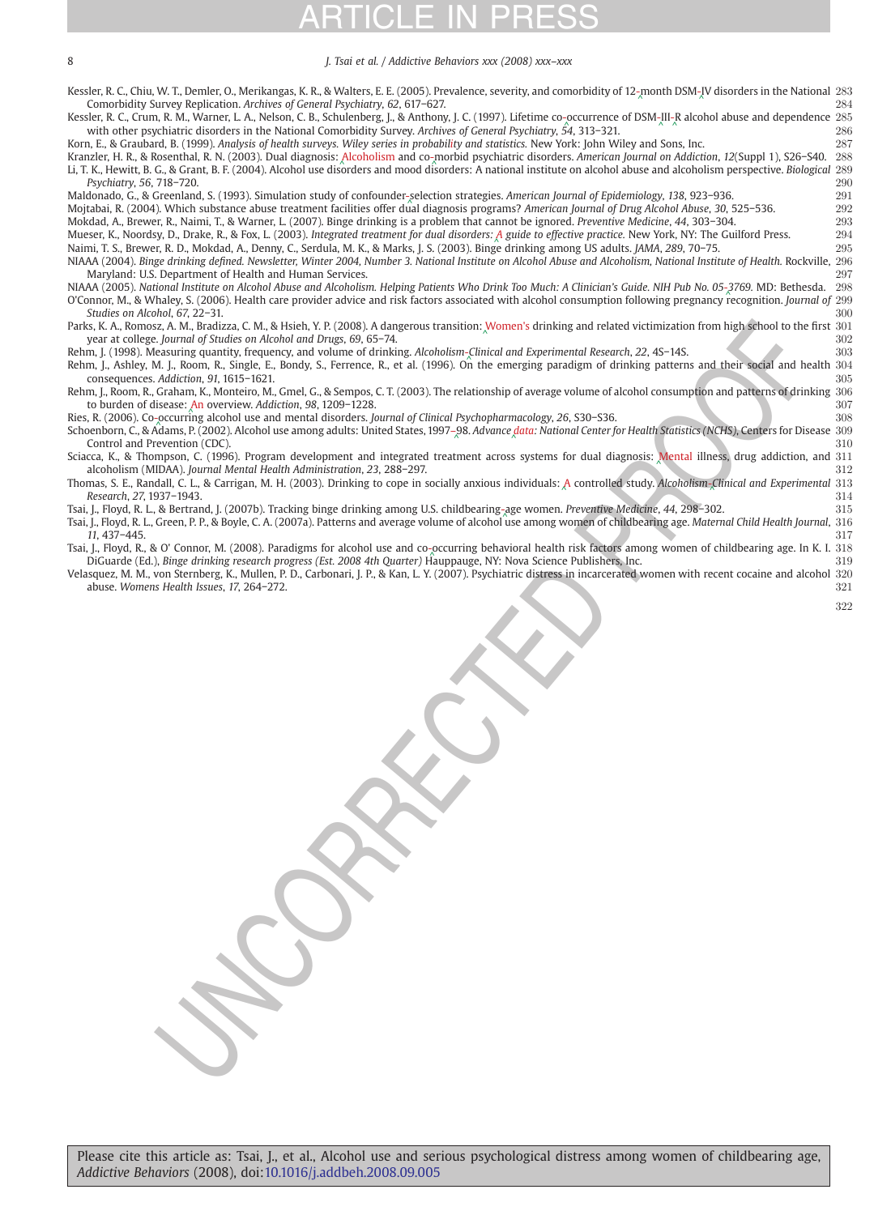Kessler, R. C., Chiu, W. T., Demler, O., Merikangas, K. R., & Walters, E. E. (2005). Prevalence, severity, and comorbidity of 12-month DSM-IV disorders in the National Comorbidity Survey Replication. *Archives of General Psychiatry*, *62*, 617–627.

Kessler, R. C., Crum, R. M., Warner, L. A., Nelson, C. B., Schulenberg, J., & Anthony, J. C. (1997). Lifetime co-occurrence of DSM-III-R alcohol abuse and dependence with other psychiatric disorders in the National Comorbidity Survey. *Archives of General Psychiatry*, *54*, 313–321.

Korn, E., & Graubard, B. (1999). *Analysis of health surveys. Wiley series in probability and statistics.* New York: John Wiley and Sons, Inc.

Kranzler, H. R., & Rosenthal, R. N. (2003). Dual diagnosis: Alcoholism and co-morbid psychiatric disorders. *American Journal on Addiction*, *12*(Suppl 1), S26–S40.

Li, T. K., Hewitt, B. G., & Grant, B. F. (2004). Alcohol use disorders and mood disorders: A national institute on alcohol abuse and alcoholism perspective. *Biological Psychiatry*, *56*, 718–720.

Maldonado, G., & Greenland, S. (1993). Simulation study of confounder-selection strategies. *American Journal of Epidemiology*, *138*, 923–936.

Mojtabai, R. (2004). Which substance abuse treatment facilities offer dual diagnosis programs? *American Journal of Drug Alcohol Abuse*, *30*, 525–536.

Mokdad, A., Brewer, R., Naimi, T., & Warner, L. (2007). Binge drinking is a problem that cannot be ignored. *Preventive Medicine*, *44*, 303–304.

Mueser, K., Noordsy, D., Drake, R., & Fox, L. (2003). *Integrated treatment for dual disorders: A guide to effective practice.* New York, NY: The Guilford Press.

Naimi, T. S., Brewer, R. D., Mokdad, A., Denny, C., Serdula, M. K., & Marks, J. S. (2003). Binge drinking among US adults. *JAMA*, *289*, 70–75.

NIAAA (2004). *Binge drinking defined. Newsletter, Winter 2004, Number 3. National Institute on Alcohol Abuse and Alcoholism, National Institute of Health.* Rockville, Maryland: U.S. Department of Health and Human Services.

NIAAA (2005). *National Institute on Alcohol Abuse and Alcoholism. Helping Patients Who Drink Too Much: A Clinician's Guide. NIH Pub No. 05-3769.* MD: Bethesda.

O'Connor, M., & Whaley, S. (2006). Health care provider advice and risk factors associated with alcohol consumption following pregnancy recognition. *Journal of Studies on Alcohol*, *67*, 22–31.

Parks, K. A., Romosz, A. M., Bradizza, C. M., & Hsieh, Y. P. (2008). A dangerous transition: Women's drinking and related victimization from high school to the first year at college. *Journal of Studies on Alcohol and Drugs*, *69*, 65–74.

Rehm, J. (1998). Measuring quantity, frequency, and volume of drinking. *Alcoholism-Clinical and Experimental Research*, *22*, 4S–14S.

Rehm, J., Ashley, M. J., Room, R., Single, E., Bondy, S., Ferrence, R., et al. (1996). On the emerging paradigm of drinking patterns and their social and health consequences. *Addiction*, *91*, 1615–1621.

Rehm, J., Room, R., Graham, K., Monteiro, M., Gmel, G., & Sempos, C. T. (2003). The relationship of average volume of alcohol consumption and patterns of drinking to burden of disease: An overview. *Addiction*, *98*, 1209–1228.

Ries, R. (2006). Co-occurring alcohol use and mental disorders. *Journal of Clinical Psychopharmacology*, *26*, S30–S36.

Schoenborn, C., & Adams, P. (2002). Alcohol use among adults: United States, 1997–98. *Advance data: National Center for Health Statistics (NCHS)*, Centers for Disease Control and Prevention (CDC).

Sciacca, K., & Thompson, C. (1996). Program development and integrated treatment across systems for dual diagnosis: Mental illness, drug addiction, and alcoholism (MIDAA). *Journal Mental Health Administration*, *23*, 288–297.

Thomas, S. E., Randall, C. L., & Carrigan, M. H. (2003). Drinking to cope in socially anxious individuals: A controlled study. *Alcoholism-Clinical and Experimental Research*, *27*, 1937–1943.

Tsai, J., Floyd, R. L., & Bertrand, J. (2007b). Tracking binge drinking among U.S. childbearing-age women. *Preventive Medicine*, *44*, 298–302.

Tsai, J., Floyd, R. L., Green, P. P., & Boyle, C. A. (2007a). Patterns and average volume of alcohol use among women of childbearing age. *Maternal Child Health Journal*, *11*, 437–445.

Tsai, J., Floyd, R., & O' Connor, M. (2008). Paradigms for alcohol use and co-occurring behavioral health risk factors among women of childbearing age. In K. I. DiGuarde (Ed.), *Binge drinking research progress (Est. 2008 4th Quarter)* Hauppauge, NY: Nova Science Publishers, Inc.

Velasquez, M. M., von Sternberg, K., Mullen, P. D., Carbonari, J. P., & Kan, L. Y. (2007). Psychiatric distress in incarcerated women with recent cocaine and alcohol abuse. *Womens Health Issues*, *17*, 264–272.

Please cite this article as: Tsai, J., et al., Alcohol use and serious psychological distress among women of childbearing age, *Addictive Behaviors* (2008), doi:10.1016/j.addbeh.2008.09.005